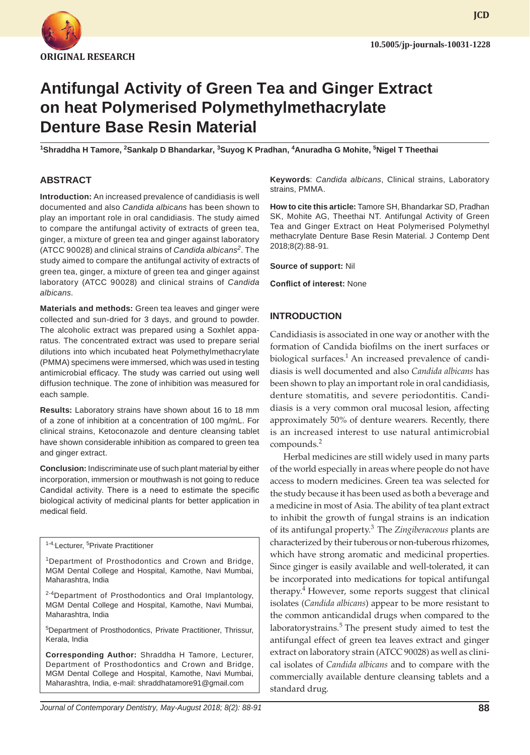ORIGINAL RESEARCH

10.5005/jp-journals-10031-1228

# Antifungal Activity of Green Tea and Ginger Extract on heat Polymerised Polymethylmethacrylate Denture Base Resin Material

[1]Shraddha H Tamore, [2]Sankalp D Bhandarkar, [3]Suyog K Pradhan, [4]Anuradha G Mohite, [5]Nigel T Theethai

## ABSTRACT

**Introduction:** An increased prevalence of candidiasis is well documented and also *Candida albicans* has been shown to play an important role in oral candidiasis. The study aimed to compare the antifungal activity of extracts of green tea, ginger, a mixture of green tea and ginger against laboratory (ATCC 90028) and clinical strains of *Candida albicans*[2]. The study aimed to compare the antifungal activity of extracts of green tea, ginger, a mixture of green tea and ginger against laboratory (ATCC 90028) and clinical strains of *Candida albicans.*

**Materials and methods:** Green tea leaves and ginger were collected and sun-dried for 3 days, and ground to powder. The alcoholic extract was prepared using a Soxhlet apparatus. The concentrated extract was used to prepare serial dilutions into which incubated heat Polymethylmethacrylate (PMMA) specimens were immersed, which was used in testing antimicrobial efficacy. The study was carried out using well diffusion technique. The zone of inhibition was measured for each sample.

**Results:** Laboratory strains have shown about 16 to 18 mm of a zone of inhibition at a concentration of 100 mg/mL. For clinical strains, Ketoconazole and denture cleansing tablet have shown considerable inhibition as compared to green tea and ginger extract.

**Conclusion:** Indiscriminate use of such plant material by either incorporation, immersion or mouthwash is not going to reduce Candidal activity. There is a need to estimate the specific biological activity of medicinal plants for better application in medical field.

**Keywords**: *Candida albicans*, Clinical strains, Laboratory strains, PMMA.

**How to cite this article:** Tamore SH, Bhandarkar SD, Pradhan SK, Mohite AG, Theethai NT. Antifungal Activity of Green Tea and Ginger Extract on Heat Polymerised Polymethyl methacrylate Denture Base Resin Material. J Contemp Dent 2018;8(2):88-91.

**Source of support:** Nil

**Conflict of interest:** None

[1-4]Lecturer, [5]Private Practitioner

[1]Department of Prosthodontics and Crown and Bridge, MGM Dental College and Hospital, Kamothe, Navi Mumbai, Maharashtra, India

[2-4]Department of Prosthodontics and Oral Implantology, MGM Dental College and Hospital, Kamothe, Navi Mumbai, Maharashtra, India

[5]Department of Prosthodontics, Private Practitioner, Thrissur, Kerala, India

**Corresponding Author:** Shraddha H Tamore, Lecturer, Department of Prosthodontics and Crown and Bridge, MGM Dental College and Hospital, Kamothe, Navi Mumbai, Maharashtra, India, e-mail: shraddhatamore91@gmail.com

## INTRODUCTION

Candidiasis is associated in one way or another with the formation of Candida biofilms on the inert surfaces or biological surfaces.[1] An increased prevalence of candidiasis is well documented and also *Candida albicans* has been shown to play an important role in oral candidiasis, denture stomatitis, and severe periodontitis. Candidiasis is a very common oral mucosal lesion, affecting approximately 50% of denture wearers. Recently, there is an increased interest to use natural antimicrobial compounds.[2]

Herbal medicines are still widely used in many parts of the world especially in areas where people do not have access to modern medicines. Green tea was selected for the study because it has been used as both a beverage and a medicine in most of Asia. The ability of tea plant extract to inhibit the growth of fungal strains is an indication of its antifungal property.[3] The *Zingiberaceous* plants are characterized by their tuberous or non-tuberous rhizomes, which have strong aromatic and medicinal properties. Since ginger is easily available and well-tolerated, it can be incorporated into medications for topical antifungal therapy.[4] However, some reports suggest that clinical isolates (*Candida albicans*) appear to be more resistant to the common anticandidal drugs when compared to the laboratorystrains.[5] The present study aimed to test the antifungal effect of green tea leaves extract and ginger extract on laboratory strain (ATCC 90028) as well as clinical isolates of *Candida albicans* and to compare with the commercially available denture cleansing tablets and a standard drug.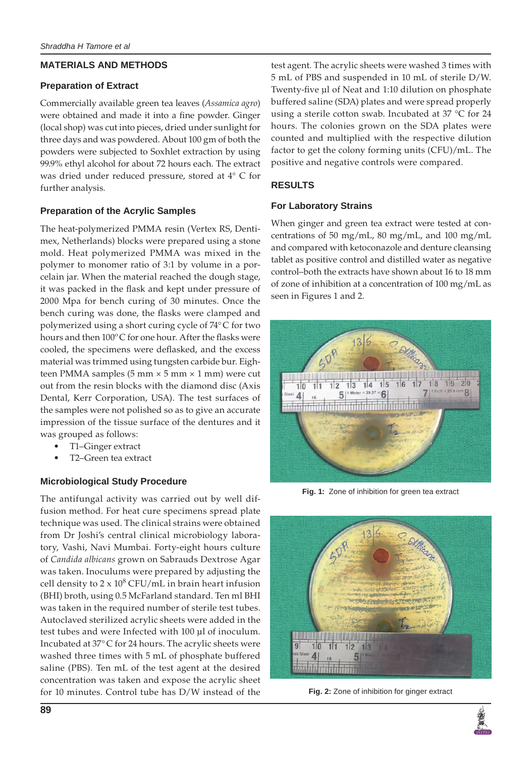## MATERIALS AND METHODS

### Preparation of Extract

Commercially available green tea leaves (*Assamica agro*) were obtained and made it into a fine powder. Ginger (local shop) was cut into pieces, dried under sunlight for three days and was powdered. About 100 gm of both the powders were subjected to Soxhlet extraction by using 99.9% ethyl alcohol for about 72 hours each. The extract was dried under reduced pressure, stored at 4° C for further analysis.

### Preparation of the Acrylic Samples

The heat-polymerized PMMA resin (Vertex RS, Dentimex, Netherlands) blocks were prepared using a stone mold. Heat polymerized PMMA was mixed in the polymer to monomer ratio of 3:1 by volume in a porcelain jar. When the material reached the dough stage, it was packed in the flask and kept under pressure of 2000 Mpa for bench curing of 30 minutes. Once the bench curing was done, the flasks were clamped and polymerized using a short curing cycle of 74° C for two hours and then 100° C for one hour. After the flasks were cooled, the specimens were deflasked, and the excess material was trimmed using tungsten carbide bur. Eighteen PMMA samples (5 mm × 5 mm × 1 mm) were cut out from the resin blocks with the diamond disc (Axis Dental, Kerr Corporation, USA). The test surfaces of the samples were not polished so as to give an accurate impression of the tissue surface of the dentures and it was grouped as follows:

- T1–Ginger extract
- T2–Green tea extract

### Microbiological Study Procedure

The antifungal activity was carried out by well diffusion method. For heat cure specimens spread plate technique was used. The clinical strains were obtained from Dr Joshi's central clinical microbiology laboratory, Vashi, Navi Mumbai. Forty-eight hours culture of *Candida albicans* grown on Sabrauds Dextrose Agar was taken. Inoculums were prepared by adjusting the cell density to $2 \times 10^8$ CFU/mL in brain heart infusion (BHI) broth, using 0.5 McFarland standard. Ten ml BHI was taken in the required number of sterile test tubes. Autoclaved sterilized acrylic sheets were added in the test tubes and were Infected with 100 µl of inoculum. Incubated at 37° C for 24 hours. The acrylic sheets were washed three times with 5 mL of phosphate buffered saline (PBS). Ten mL of the test agent at the desired concentration was taken and expose the acrylic sheet for 10 minutes. Control tube has D/W instead of the test agent. The acrylic sheets were washed 3 times with 5 mL of PBS and suspended in 10 mL of sterile D/W. Twenty-five µl of Neat and 1:10 dilution on phosphate buffered saline (SDA) plates and were spread properly using a sterile cotton swab. Incubated at 37 °C for 24 hours. The colonies grown on the SDA plates were counted and multiplied with the respective dilution factor to get the colony forming units (CFU)/mL. The positive and negative controls were compared.

## RESULTS

### For Laboratory Strains

When ginger and green tea extract were tested at concentrations of 50 mg/mL, 80 mg/mL, and 100 mg/mL and compared with ketoconazole and denture cleansing tablet as positive control and distilled water as negative control–both the extracts have shown about 16 to 18 mm of zone of inhibition at a concentration of 100 mg/mL as seen in Figures 1 and 2.

**Fig. 1:** Zone of inhibition for green tea extract

**Fig. 2:** Zone of inhibition for ginger extract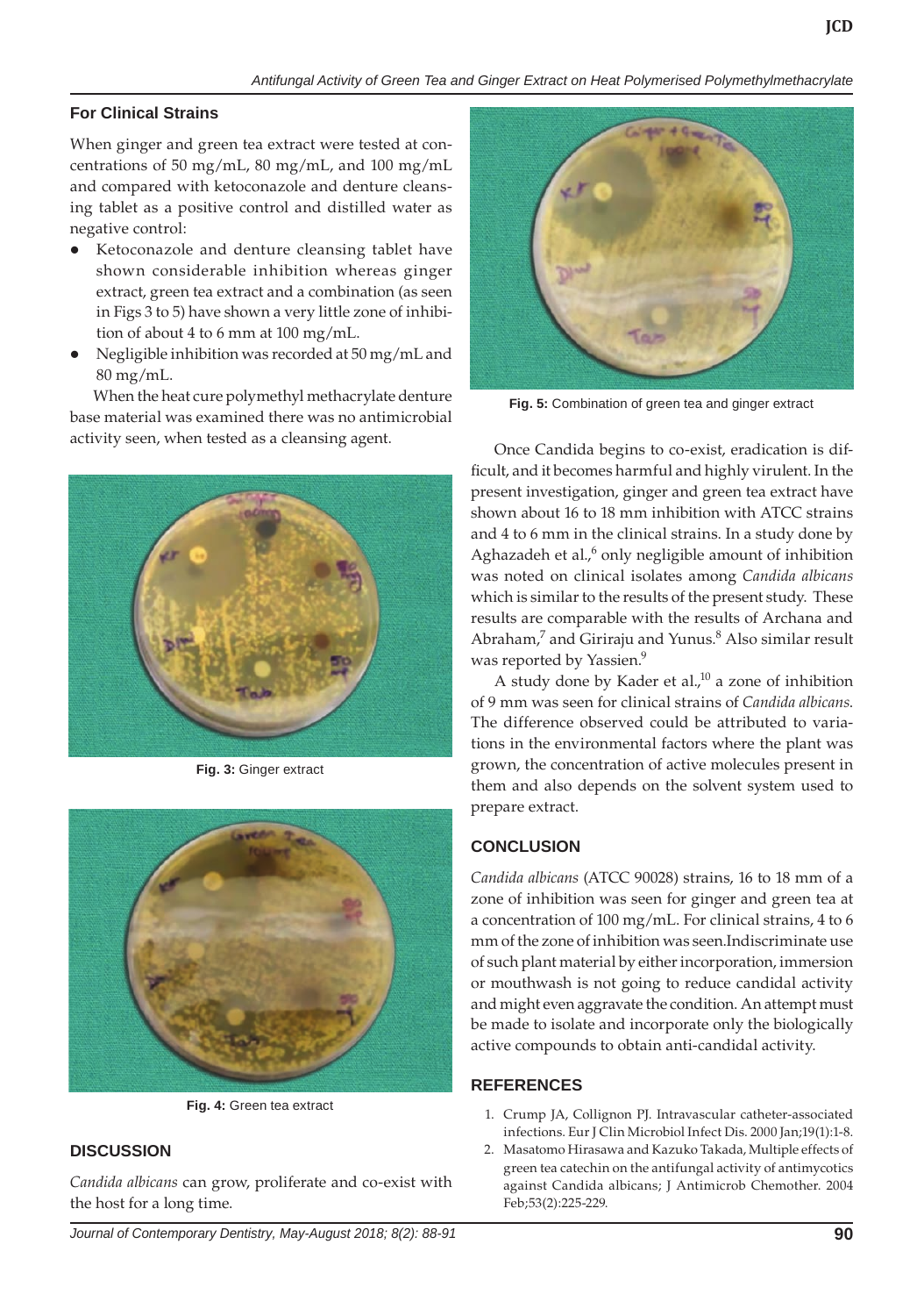### For Clinical Strains

When ginger and green tea extract were tested at concentrations of 50 mg/mL, 80 mg/mL, and 100 mg/mL and compared with ketoconazole and denture cleansing tablet as a positive control and distilled water as negative control:

- Ketoconazole and denture cleansing tablet have shown considerable inhibition whereas ginger extract, green tea extract and a combination (as seen in Figs 3 to 5) have shown a very little zone of inhibition of about 4 to 6 mm at 100 mg/mL.
- Negligible inhibition was recorded at 50 mg/mL and 80 mg/mL.

When the heat cure polymethyl methacrylate denture base material was examined there was no antimicrobial activity seen, when tested as a cleansing agent.

**Fig. 3:** Ginger extract

**Fig. 4:** Green tea extract

## DISCUSSION

*Candida albicans* can grow, proliferate and co-exist with the host for a long time.

**Fig. 5:** Combination of green tea and ginger extract

Once Candida begins to co-exist, eradication is difficult, and it becomes harmful and highly virulent. In the present investigation, ginger and green tea extract have shown about 16 to 18 mm inhibition with ATCC strains and 4 to 6 mm in the clinical strains. In a study done by Aghazadeh et al.,[6] only negligible amount of inhibition was noted on clinical isolates among *Candida albicans* which is similar to the results of the present study. These results are comparable with the results of Archana and Abraham,[7] and Giriraju and Yunus.[8] Also similar result was reported by Yassien.[9]

A study done by Kader et al.,[10] a zone of inhibition of 9 mm was seen for clinical strains of *Candida albicans*. The difference observed could be attributed to variations in the environmental factors where the plant was grown, the concentration of active molecules present in them and also depends on the solvent system used to prepare extract.

## CONCLUSION

*Candida albicans* (ATCC 90028) strains, 16 to 18 mm of a zone of inhibition was seen for ginger and green tea at a concentration of 100 mg/mL. For clinical strains, 4 to 6 mm of the zone of inhibition was seen.Indiscriminate use of such plant material by either incorporation, immersion or mouthwash is not going to reduce candidal activity and might even aggravate the condition. An attempt must be made to isolate and incorporate only the biologically active compounds to obtain anti-candidal activity.

## REFERENCES

1. Crump JA, Collignon PJ. Intravascular catheter-associated infections. Eur J Clin Microbiol Infect Dis. 2000 Jan;19(1):1-8.
2. Masatomo Hirasawa and Kazuko Takada, Multiple effects of green tea catechin on the antifungal activity of antimycotics against Candida albicans; J Antimicrob Chemother. 2004 Feb;53(2):225-229.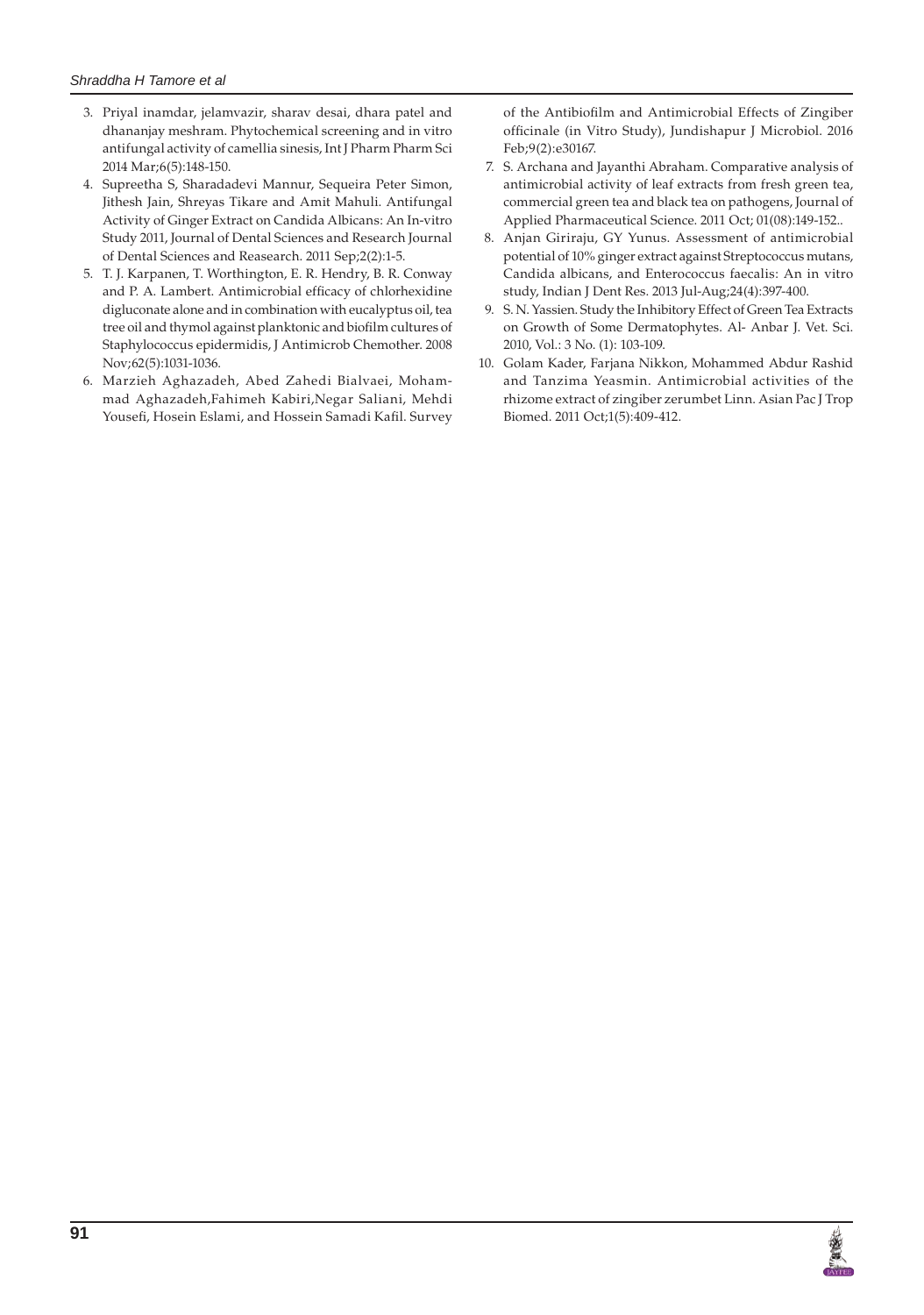3. Priyal inamdar, jelamvazir, sharav desai, dhara patel and dhananjay meshram. Phytochemical screening and in vitro antifungal activity of camellia sinesis, Int J Pharm Pharm Sci 2014 Mar;6(5):148-150.
4. Supreetha S, Sharadadevi Mannur, Sequeira Peter Simon, Jithesh Jain, Shreyas Tikare and Amit Mahuli. Antifungal Activity of Ginger Extract on Candida Albicans: An In-vitro Study 2011, Journal of Dental Sciences and Research Journal of Dental Sciences and Reasearch. 2011 Sep;2(2):1-5.
5. T. J. Karpanen, T. Worthington, E. R. Hendry, B. R. Conway and P. A. Lambert. Antimicrobial efficacy of chlorhexidine digluconate alone and in combination with eucalyptus oil, tea tree oil and thymol against planktonic and biofilm cultures of Staphylococcus epidermidis, J Antimicrob Chemother. 2008 Nov;62(5):1031-1036.
6. Marzieh Aghazadeh, Abed Zahedi Bialvaei, Mohammad Aghazadeh,Fahimeh Kabiri,Negar Saliani, Mehdi Yousefi, Hosein Eslami, and Hossein Samadi Kafil. Survey of the Antibiofilm and Antimicrobial Effects of Zingiber officinale (in Vitro Study), Jundishapur J Microbiol. 2016 Feb;9(2):e30167.
7. S. Archana and Jayanthi Abraham. Comparative analysis of antimicrobial activity of leaf extracts from fresh green tea, commercial green tea and black tea on pathogens, Journal of Applied Pharmaceutical Science. 2011 Oct; 01(08):149-152..
8. Anjan Giriraju, GY Yunus. Assessment of antimicrobial potential of 10% ginger extract against Streptococcus mutans, Candida albicans, and Enterococcus faecalis: An in vitro study, Indian J Dent Res. 2013 Jul-Aug;24(4):397-400.
9. S. N. Yassien. Study the Inhibitory Effect of Green Tea Extracts on Growth of Some Dermatophytes. Al- Anbar J. Vet. Sci. 2010, Vol.: 3 No. (1): 103-109.
10. Golam Kader, Farjana Nikkon, Mohammed Abdur Rashid and Tanzima Yeasmin. Antimicrobial activities of the rhizome extract of zingiber zerumbet Linn. Asian Pac J Trop Biomed. 2011 Oct;1(5):409-412.